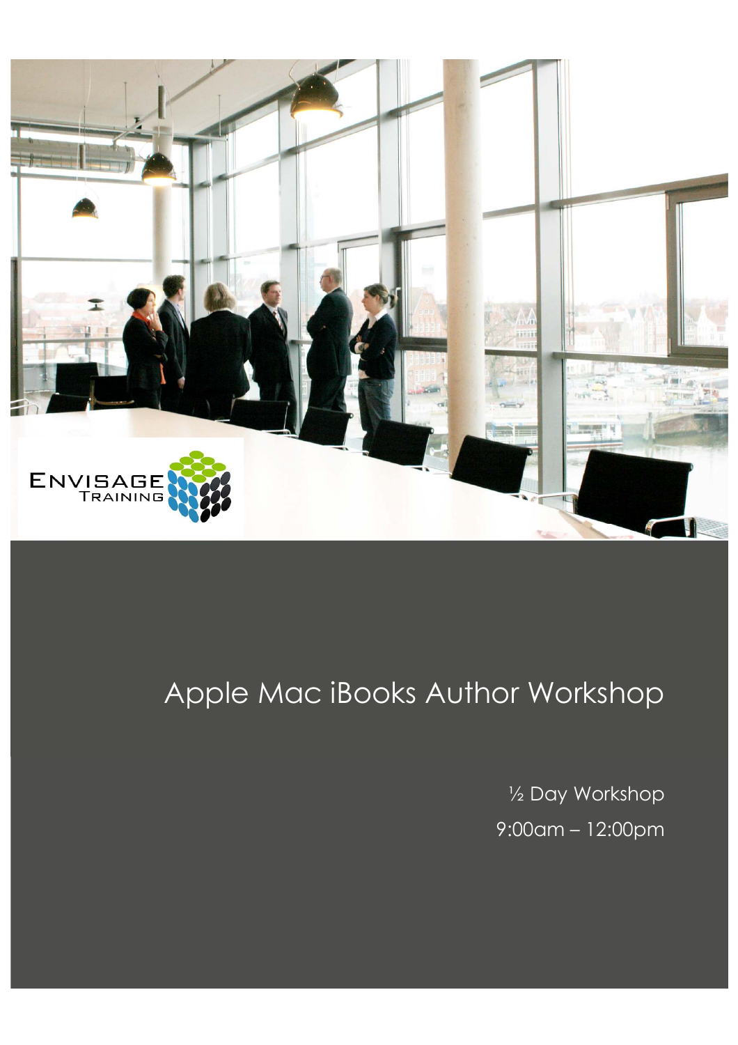# Apple Mac iBooks Author Workshop

½ Day Workshop

9:00am – 12:00pm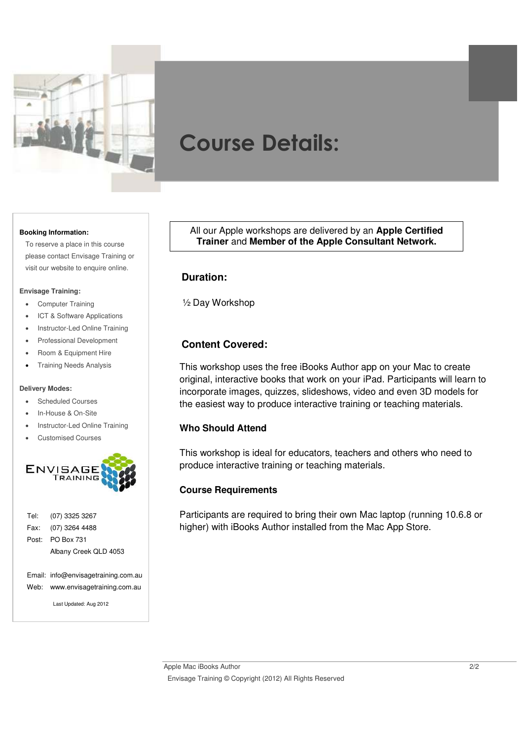# Course Details:

All our Apple workshops are delivered by an **Apple Certified Trainer** and **Member of the Apple Consultant Network.**

## Duration:

½ Day Workshop

## Content Covered:

This workshop uses the free iBooks Author app on your Mac to create original, interactive books that work on your iPad. Participants will learn to incorporate images, quizzes, slideshows, video and even 3D models for the easiest way to produce interactive training or teaching materials.

### Who Should Attend

This workshop is ideal for educators, teachers and others who need to produce interactive training or teaching materials.

### Course Requirements

Participants are required to bring their own Mac laptop (running 10.6.8 or higher) with iBooks Author installed from the Mac App Store.

**Booking Information:**

To reserve a place in this course please contact Envisage Training or visit our website to enquire online.

**Envisage Training:**

- Computer Training
- ICT & Software Applications
- Instructor-Led Online Training
- Professional Development
- Room & Equipment Hire
- Training Needs Analysis

**Delivery Modes:**

- Scheduled Courses
- In-House & On-Site
- Instructor-Led Online Training
- Customised Courses

ENVISAGE TRAINING

Tel: (07) 3325 3267
Fax: (07) 3264 4488
Post: PO Box 731
Albany Creek QLD 4053

Email: info@envisagetraining.com.au
Web: www.envisagetraining.com.au

Last Updated: Aug 2012

Apple Mac iBooks Author

Envisage Training © Copyright (2012) All Rights Reserved